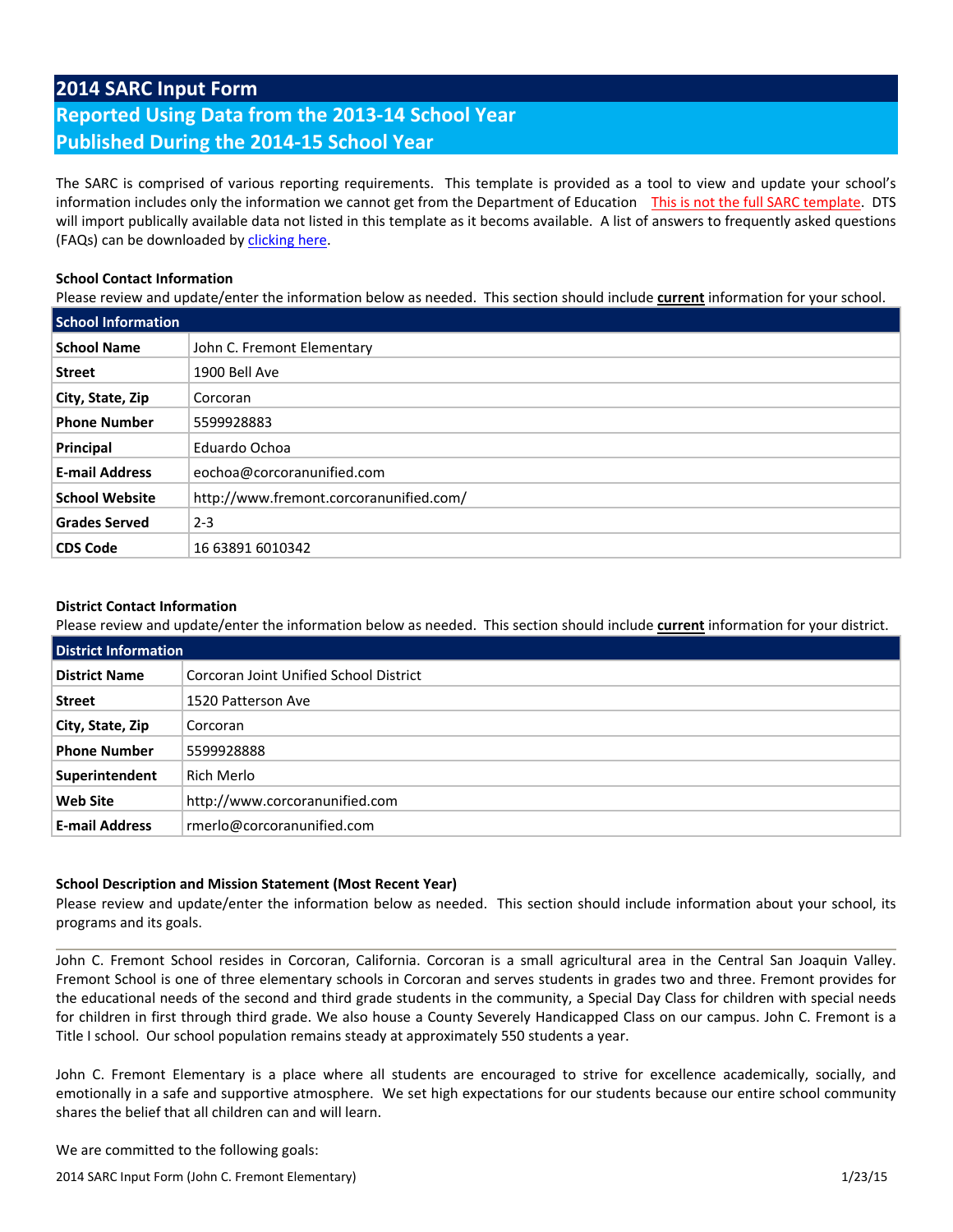# 2014 SARC Input Form

## Reported Using Data from the 2013-14 School Year

## Published During the 2014-15 School Year

The SARC is comprised of various reporting requirements. This template is provided as a tool to view and update your school's information includes only the information we cannot get from the Department of Education This is not the full SARC template. DTS will import publically available data not listed in this template as it becoms available. A list of answers to frequently asked questions (FAQs) can be downloaded by clicking here.

**School Contact Information**

Please review and update/enter the information below as needed. This section should include **current** information for your school.

| School Information | |
|---|---|
| **School Name** | John C. Fremont Elementary |
| **Street** | 1900 Bell Ave |
| **City, State, Zip** | Corcoran |
| **Phone Number** | 5599928883 |
| **Principal** | Eduardo Ochoa |
| **E-mail Address** | eochoa@corcoranunified.com |
| **School Website** | http://www.fremont.corcoranunified.com/ |
| **Grades Served** | 2-3 |
| **CDS Code** | 16 63891 6010342 |

**District Contact Information**

Please review and update/enter the information below as needed. This section should include **current** information for your district.

| District Information | |
|---|---|
| **District Name** | Corcoran Joint Unified School District |
| **Street** | 1520 Patterson Ave |
| **City, State, Zip** | Corcoran |
| **Phone Number** | 5599928888 |
| **Superintendent** | Rich Merlo |
| **Web Site** | http://www.corcoranunified.com |
| **E-mail Address** | rmerlo@corcoranunified.com |

**School Description and Mission Statement (Most Recent Year)**

Please review and update/enter the information below as needed. This section should include information about your school, its programs and its goals.

John C. Fremont School resides in Corcoran, California. Corcoran is a small agricultural area in the Central San Joaquin Valley. Fremont School is one of three elementary schools in Corcoran and serves students in grades two and three. Fremont provides for the educational needs of the second and third grade students in the community, a Special Day Class for children with special needs for children in first through third grade. We also house a County Severely Handicapped Class on our campus. John C. Fremont is a Title I school. Our school population remains steady at approximately 550 students a year.

John C. Fremont Elementary is a place where all students are encouraged to strive for excellence academically, socially, and emotionally in a safe and supportive atmosphere. We set high expectations for our students because our entire school community shares the belief that all children can and will learn.

We are committed to the following goals: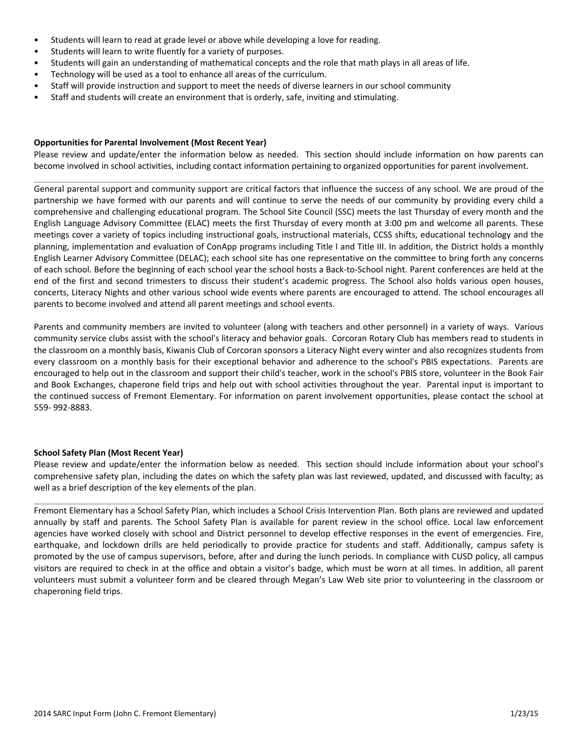- Students will learn to read at grade level or above while developing a love for reading.
- Students will learn to write fluently for a variety of purposes.
- Students will gain an understanding of mathematical concepts and the role that math plays in all areas of life.
- Technology will be used as a tool to enhance all areas of the curriculum.
- Staff will provide instruction and support to meet the needs of diverse learners in our school community
- Staff and students will create an environment that is orderly, safe, inviting and stimulating.

**Opportunities for Parental Involvement (Most Recent Year)**

Please review and update/enter the information below as needed. This section should include information on how parents can become involved in school activities, including contact information pertaining to organized opportunities for parent involvement.

---

General parental support and community support are critical factors that influence the success of any school. We are proud of the partnership we have formed with our parents and will continue to serve the needs of our community by providing every child a comprehensive and challenging educational program. The School Site Council (SSC) meets the last Thursday of every month and the English Language Advisory Committee (ELAC) meets the first Thursday of every month at 3:00 pm and welcome all parents. These meetings cover a variety of topics including instructional goals, instructional materials, CCSS shifts, educational technology and the planning, implementation and evaluation of ConApp programs including Title I and Title III. In addition, the District holds a monthly English Learner Advisory Committee (DELAC); each school site has one representative on the committee to bring forth any concerns of each school. Before the beginning of each school year the school hosts a Back-to-School night. Parent conferences are held at the end of the first and second trimesters to discuss their student's academic progress. The School also holds various open houses, concerts, Literacy Nights and other various school wide events where parents are encouraged to attend. The school encourages all parents to become involved and attend all parent meetings and school events.

Parents and community members are invited to volunteer (along with teachers and other personnel) in a variety of ways. Various community service clubs assist with the school's literacy and behavior goals. Corcoran Rotary Club has members read to students in the classroom on a monthly basis, Kiwanis Club of Corcoran sponsors a Literacy Night every winter and also recognizes students from every classroom on a monthly basis for their exceptional behavior and adherence to the school's PBIS expectations. Parents are encouraged to help out in the classroom and support their child's teacher, work in the school's PBIS store, volunteer in the Book Fair and Book Exchanges, chaperone field trips and help out with school activities throughout the year. Parental input is important to the continued success of Fremont Elementary. For information on parent involvement opportunities, please contact the school at 559- 992-8883.

**School Safety Plan (Most Recent Year)**

Please review and update/enter the information below as needed. This section should include information about your school's comprehensive safety plan, including the dates on which the safety plan was last reviewed, updated, and discussed with faculty; as well as a brief description of the key elements of the plan.

---

Fremont Elementary has a School Safety Plan, which includes a School Crisis Intervention Plan. Both plans are reviewed and updated annually by staff and parents. The School Safety Plan is available for parent review in the school office. Local law enforcement agencies have worked closely with school and District personnel to develop effective responses in the event of emergencies. Fire, earthquake, and lockdown drills are held periodically to provide practice for students and staff. Additionally, campus safety is promoted by the use of campus supervisors, before, after and during the lunch periods. In compliance with CUSD policy, all campus visitors are required to check in at the office and obtain a visitor's badge, which must be worn at all times. In addition, all parent volunteers must submit a volunteer form and be cleared through Megan's Law Web site prior to volunteering in the classroom or chaperoning field trips.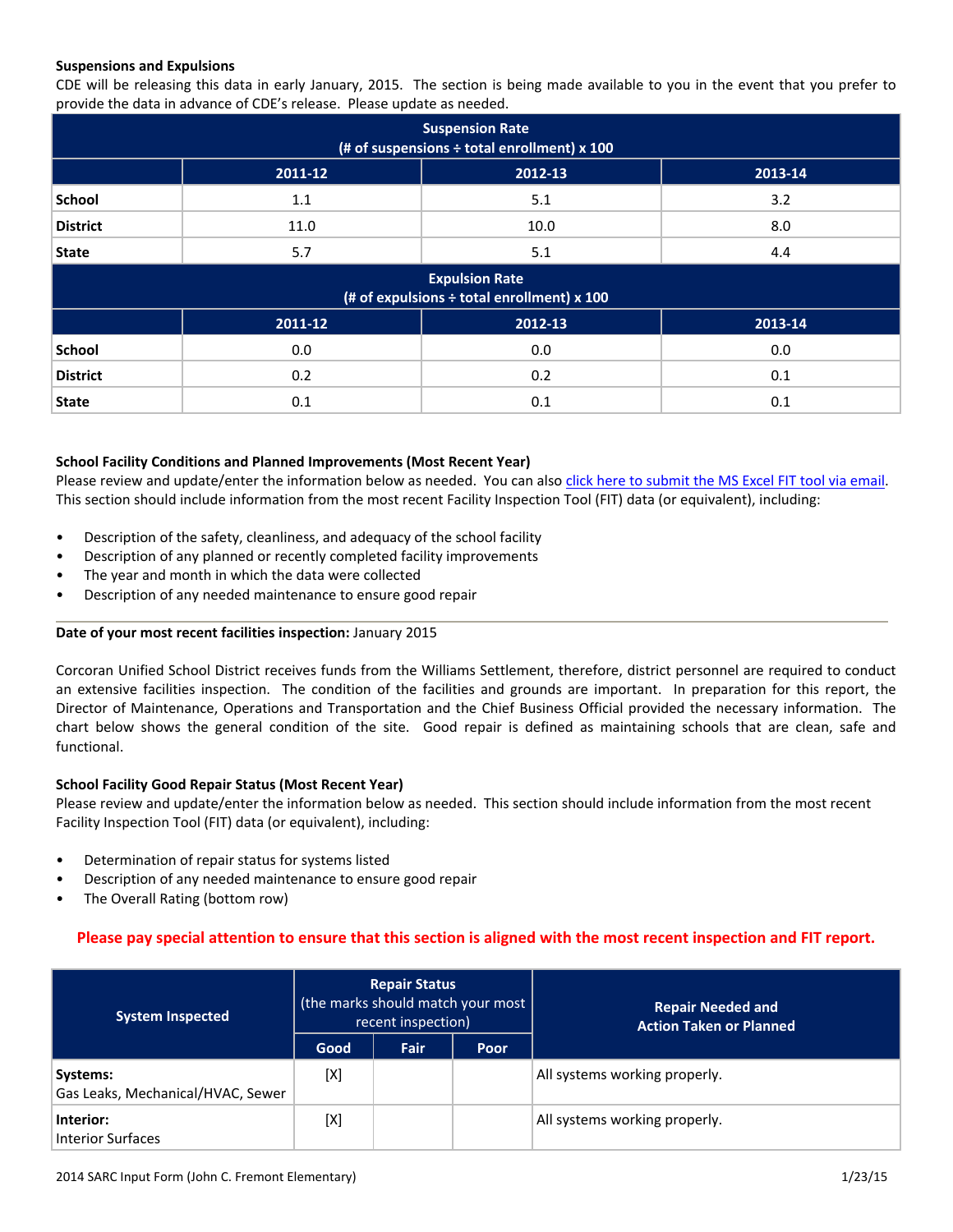**Suspensions and Expulsions**

CDE will be releasing this data in early January, 2015. The section is being made available to you in the event that you prefer to provide the data in advance of CDE's release. Please update as needed.

| Suspension Rate (# of suspensions ÷ total enrollment) x 100 | | | |
|---|---|---|---|
| | 2011-12 | 2012-13 | 2013-14 |
| **School** | 1.1 | 5.1 | 3.2 |
| **District** | 11.0 | 10.0 | 8.0 |
| **State** | 5.7 | 5.1 | 4.4 |

| Expulsion Rate (# of expulsions ÷ total enrollment) x 100 | | | |
|---|---|---|---|
| | 2011-12 | 2012-13 | 2013-14 |
| **School** | 0.0 | 0.0 | 0.0 |
| **District** | 0.2 | 0.2 | 0.1 |
| **State** | 0.1 | 0.1 | 0.1 |

**School Facility Conditions and Planned Improvements (Most Recent Year)**

Please review and update/enter the information below as needed. You can also click here to submit the MS Excel FIT tool via email. This section should include information from the most recent Facility Inspection Tool (FIT) data (or equivalent), including:

- Description of the safety, cleanliness, and adequacy of the school facility
- Description of any planned or recently completed facility improvements
- The year and month in which the data were collected
- Description of any needed maintenance to ensure good repair

---

**Date of your most recent facilities inspection:** January 2015

Corcoran Unified School District receives funds from the Williams Settlement, therefore, district personnel are required to conduct an extensive facilities inspection. The condition of the facilities and grounds are important. In preparation for this report, the Director of Maintenance, Operations and Transportation and the Chief Business Official provided the necessary information. The chart below shows the general condition of the site. Good repair is defined as maintaining schools that are clean, safe and functional.

**School Facility Good Repair Status (Most Recent Year)**

Please review and update/enter the information below as needed. This section should include information from the most recent Facility Inspection Tool (FIT) data (or equivalent), including:

- Determination of repair status for systems listed
- Description of any needed maintenance to ensure good repair
- The Overall Rating (bottom row)

**Please pay special attention to ensure that this section is aligned with the most recent inspection and FIT report.**

| System Inspected | Repair Status (the marks should match your most recent inspection) | | | Repair Needed and Action Taken or Planned |
|---|---|---|---|---|
| | Good | Fair | Poor | |
| **Systems:** Gas Leaks, Mechanical/HVAC, Sewer | [X] | | | All systems working properly. |
| **Interior:** Interior Surfaces | [X] | | | All systems working properly. |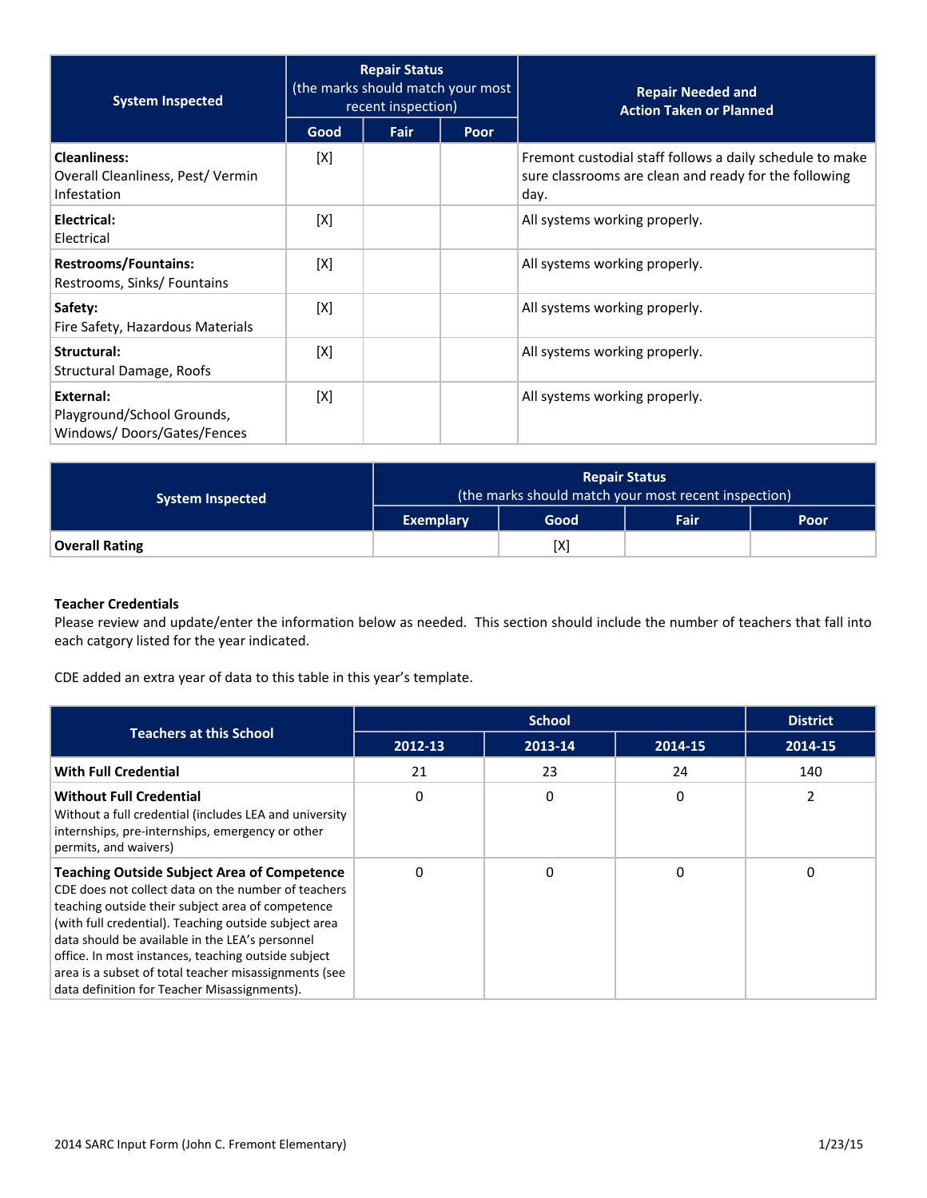| System Inspected | Repair Status (the marks should match your most recent inspection) | | | Repair Needed and Action Taken or Planned |
|---|---|---|---|---|
| | Good | Fair | Poor | |
| **Cleanliness:** Overall Cleanliness, Pest/ Vermin Infestation | [X] | | | Fremont custodial staff follows a daily schedule to make sure classrooms are clean and ready for the following day. |
| **Electrical:** Electrical | [X] | | | All systems working properly. |
| **Restrooms/Fountains:** Restrooms, Sinks/ Fountains | [X] | | | All systems working properly. |
| **Safety:** Fire Safety, Hazardous Materials | [X] | | | All systems working properly. |
| **Structural:** Structural Damage, Roofs | [X] | | | All systems working properly. |
| **External:** Playground/School Grounds, Windows/ Doors/Gates/Fences | [X] | | | All systems working properly. |

| System Inspected | Repair Status (the marks should match your most recent inspection) | | | |
|---|---|---|---|---|
| | Exemplary | Good | Fair | Poor |
| **Overall Rating** | | [X] | | |

**Teacher Credentials**

Please review and update/enter the information below as needed. This section should include the number of teachers that fall into each catgory listed for the year indicated.

CDE added an extra year of data to this table in this year's template.

| Teachers at this School | School | | | District |
|---|---|---|---|---|
| | 2012-13 | 2013-14 | 2014-15 | 2014-15 |
| **With Full Credential** | 21 | 23 | 24 | 140 |
| **Without Full Credential** Without a full credential (includes LEA and university internships, pre-internships, emergency or other permits, and waivers) | 0 | 0 | 0 | 2 |
| **Teaching Outside Subject Area of Competence** CDE does not collect data on the number of teachers teaching outside their subject area of competence (with full credential). Teaching outside subject area data should be available in the LEA's personnel office. In most instances, teaching outside subject area is a subset of total teacher misassignments (see data definition for Teacher Misassignments). | 0 | 0 | 0 | 0 |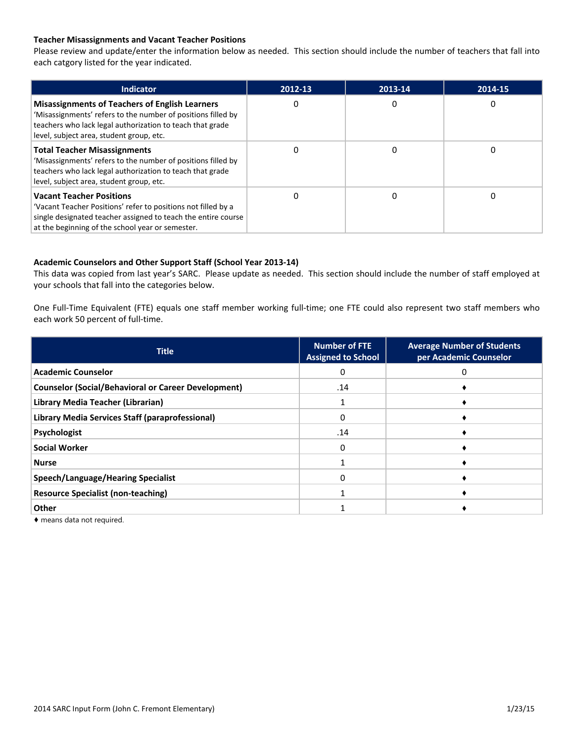### Teacher Misassignments and Vacant Teacher Positions

Please review and update/enter the information below as needed. This section should include the number of teachers that fall into each catgory listed for the year indicated.

| Indicator | 2012-13 | 2013-14 | 2014-15 |
|---|---|---|---|
| **Misassignments of Teachers of English Learners** 'Misassignments' refers to the number of positions filled by teachers who lack legal authorization to teach that grade level, subject area, student group, etc. | 0 | 0 | 0 |
| **Total Teacher Misassignments** 'Misassignments' refers to the number of positions filled by teachers who lack legal authorization to teach that grade level, subject area, student group, etc. | 0 | 0 | 0 |
| **Vacant Teacher Positions** 'Vacant Teacher Positions' refer to positions not filled by a single designated teacher assigned to teach the entire course at the beginning of the school year or semester. | 0 | 0 | 0 |

### Academic Counselors and Other Support Staff (School Year 2013-14)

This data was copied from last year's SARC. Please update as needed. This section should include the number of staff employed at your schools that fall into the categories below.

One Full-Time Equivalent (FTE) equals one staff member working full-time; one FTE could also represent two staff members who each work 50 percent of full-time.

| Title | Number of FTE Assigned to School | Average Number of Students per Academic Counselor |
|---|---|---|
| **Academic Counselor** | 0 | 0 |
| **Counselor (Social/Behavioral or Career Development)** | .14 | ♦ |
| **Library Media Teacher (Librarian)** | 1 | ♦ |
| **Library Media Services Staff (paraprofessional)** | 0 | ♦ |
| **Psychologist** | .14 | ♦ |
| **Social Worker** | 0 | ♦ |
| **Nurse** | 1 | ♦ |
| **Speech/Language/Hearing Specialist** | 0 | ♦ |
| **Resource Specialist (non-teaching)** | 1 | ♦ |
| **Other** | 1 | ♦ |

♦ means data not required.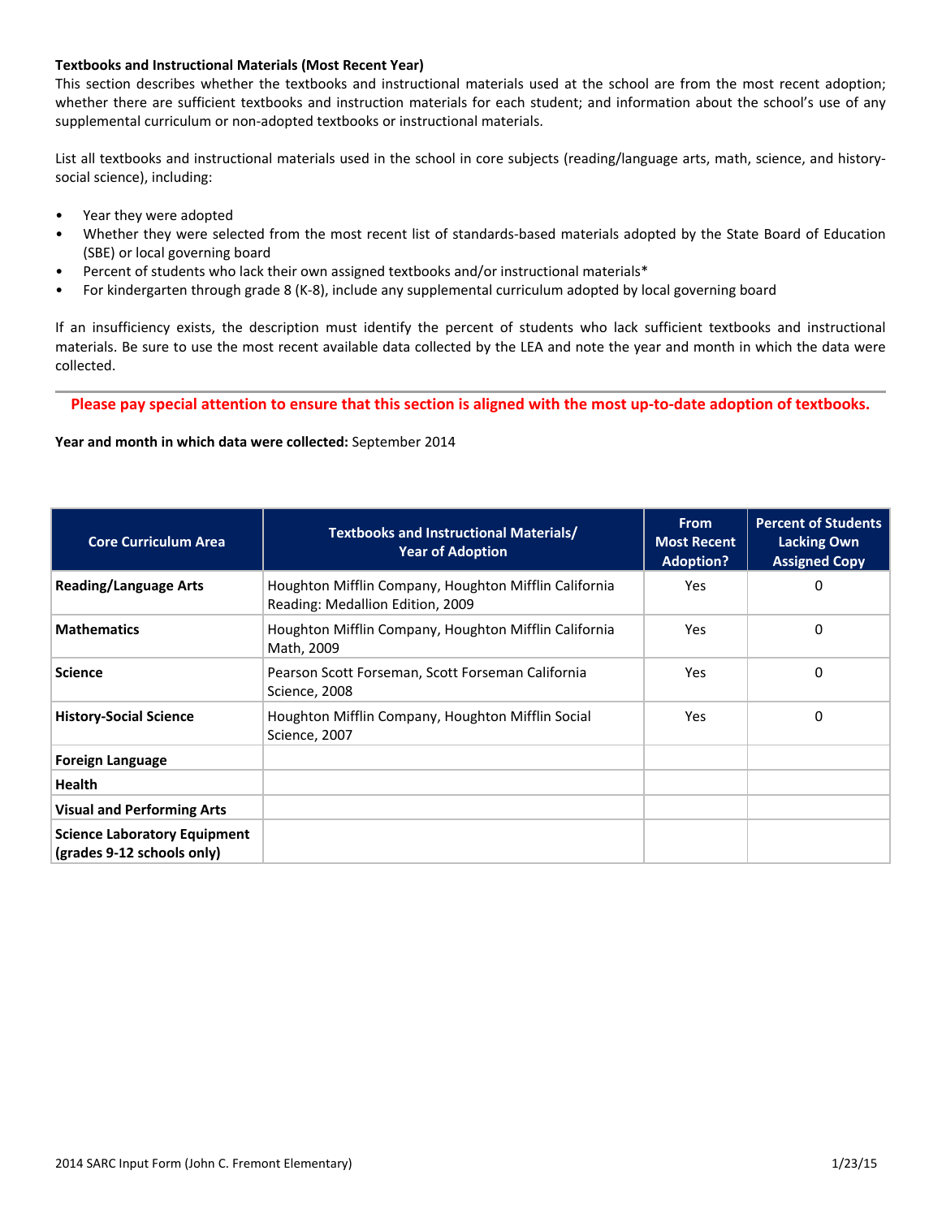**Textbooks and Instructional Materials (Most Recent Year)**

This section describes whether the textbooks and instructional materials used at the school are from the most recent adoption; whether there are sufficient textbooks and instruction materials for each student; and information about the school's use of any supplemental curriculum or non-adopted textbooks or instructional materials.

List all textbooks and instructional materials used in the school in core subjects (reading/language arts, math, science, and history-social science), including:

- Year they were adopted
- Whether they were selected from the most recent list of standards-based materials adopted by the State Board of Education (SBE) or local governing board
- Percent of students who lack their own assigned textbooks and/or instructional materials*
- For kindergarten through grade 8 (K-8), include any supplemental curriculum adopted by local governing board

If an insufficiency exists, the description must identify the percent of students who lack sufficient textbooks and instructional materials. Be sure to use the most recent available data collected by the LEA and note the year and month in which the data were collected.

**Please pay special attention to ensure that this section is aligned with the most up-to-date adoption of textbooks.**

**Year and month in which data were collected:** September 2014

| Core Curriculum Area | Textbooks and Instructional Materials/ Year of Adoption | From Most Recent Adoption? | Percent of Students Lacking Own Assigned Copy |
|---|---|---|---|
| **Reading/Language Arts** | Houghton Mifflin Company, Houghton Mifflin California Reading: Medallion Edition, 2009 | Yes | 0 |
| **Mathematics** | Houghton Mifflin Company, Houghton Mifflin California Math, 2009 | Yes | 0 |
| **Science** | Pearson Scott Forseman, Scott Forseman California Science, 2008 | Yes | 0 |
| **History-Social Science** | Houghton Mifflin Company, Houghton Mifflin Social Science, 2007 | Yes | 0 |
| **Foreign Language** | | | |
| **Health** | | | |
| **Visual and Performing Arts** | | | |
| **Science Laboratory Equipment (grades 9-12 schools only)** | | | |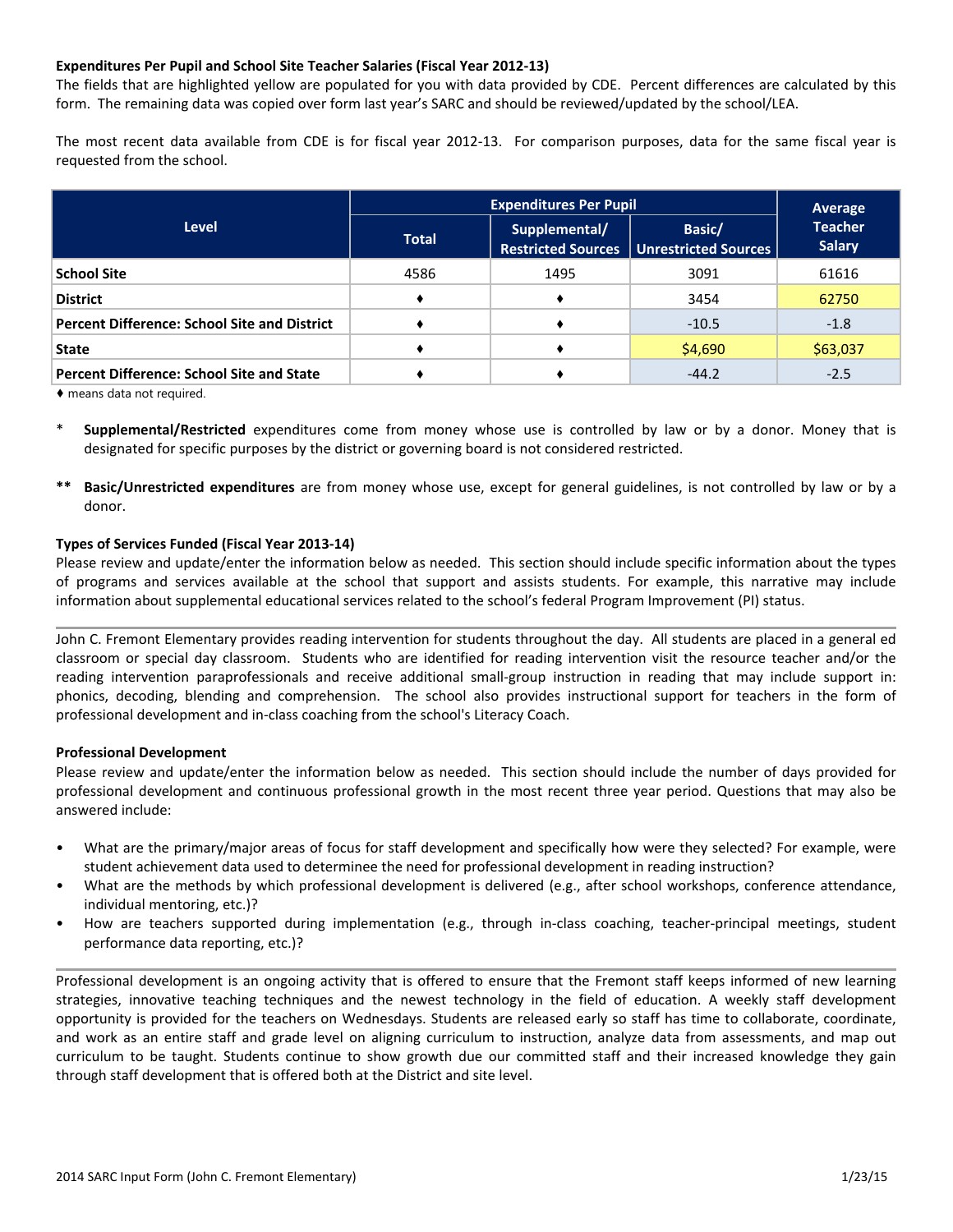**Expenditures Per Pupil and School Site Teacher Salaries (Fiscal Year 2012-13)**

The fields that are highlighted yellow are populated for you with data provided by CDE. Percent differences are calculated by this form. The remaining data was copied over form last year's SARC and should be reviewed/updated by the school/LEA.

The most recent data available from CDE is for fiscal year 2012-13. For comparison purposes, data for the same fiscal year is requested from the school.

| Level | Expenditures Per Pupil | | | Average Teacher Salary |
|---|---|---|---|---|
| | Total | Supplemental/ Restricted Sources | Basic/ Unrestricted Sources | |
| **School Site** | 4586 | 1495 | 3091 | 61616 |
| **District** | ♦ | ♦ | 3454 | 62750 |
| **Percent Difference: School Site and District** | ♦ | ♦ | -10.5 | -1.8 |
| **State** | ♦ | ♦ | $4,690 | $63,037 |
| **Percent Difference: School Site and State** | ♦ | ♦ | -44.2 | -2.5 |

♦ means data not required.

\* **Supplemental/Restricted** expenditures come from money whose use is controlled by law or by a donor. Money that is designated for specific purposes by the district or governing board is not considered restricted.

\*\* **Basic/Unrestricted expenditures** are from money whose use, except for general guidelines, is not controlled by law or by a donor.

**Types of Services Funded (Fiscal Year 2013-14)**

Please review and update/enter the information below as needed. This section should include specific information about the types of programs and services available at the school that support and assists students. For example, this narrative may include information about supplemental educational services related to the school's federal Program Improvement (PI) status.

---

John C. Fremont Elementary provides reading intervention for students throughout the day. All students are placed in a general ed classroom or special day classroom. Students who are identified for reading intervention visit the resource teacher and/or the reading intervention paraprofessionals and receive additional small-group instruction in reading that may include support in: phonics, decoding, blending and comprehension. The school also provides instructional support for teachers in the form of professional development and in-class coaching from the school's Literacy Coach.

**Professional Development**

Please review and update/enter the information below as needed. This section should include the number of days provided for professional development and continuous professional growth in the most recent three year period. Questions that may also be answered include:

- What are the primary/major areas of focus for staff development and specifically how were they selected? For example, were student achievement data used to determinee the need for professional development in reading instruction?
- What are the methods by which professional development is delivered (e.g., after school workshops, conference attendance, individual mentoring, etc.)?
- How are teachers supported during implementation (e.g., through in-class coaching, teacher-principal meetings, student performance data reporting, etc.)?

---

Professional development is an ongoing activity that is offered to ensure that the Fremont staff keeps informed of new learning strategies, innovative teaching techniques and the newest technology in the field of education. A weekly staff development opportunity is provided for the teachers on Wednesdays. Students are released early so staff has time to collaborate, coordinate, and work as an entire staff and grade level on aligning curriculum to instruction, analyze data from assessments, and map out curriculum to be taught. Students continue to show growth due our committed staff and their increased knowledge they gain through staff development that is offered both at the District and site level.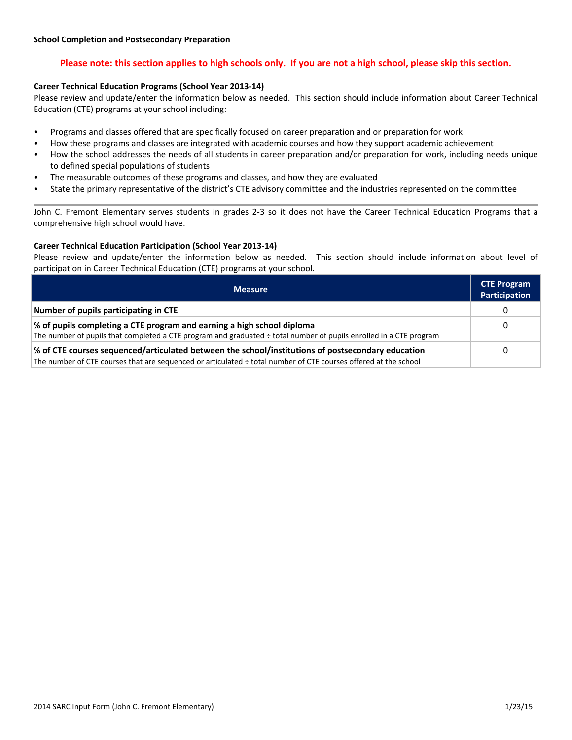**School Completion and Postsecondary Preparation**

**Please note: this section applies to high schools only. If you are not a high school, please skip this section.**

**Career Technical Education Programs (School Year 2013-14)**

Please review and update/enter the information below as needed. This section should include information about Career Technical Education (CTE) programs at your school including:

- Programs and classes offered that are specifically focused on career preparation and or preparation for work
- How these programs and classes are integrated with academic courses and how they support academic achievement
- How the school addresses the needs of all students in career preparation and/or preparation for work, including needs unique to defined special populations of students
- The measurable outcomes of these programs and classes, and how they are evaluated
- State the primary representative of the district's CTE advisory committee and the industries represented on the committee

John C. Fremont Elementary serves students in grades 2-3 so it does not have the Career Technical Education Programs that a comprehensive high school would have.

**Career Technical Education Participation (School Year 2013-14)**

Please review and update/enter the information below as needed. This section should include information about level of participation in Career Technical Education (CTE) programs at your school.

| Measure | CTE Program Participation |
|---|---|
| **Number of pupils participating in CTE** | 0 |
| **% of pupils completing a CTE program and earning a high school diploma**<br>The number of pupils that completed a CTE program and graduated ÷ total number of pupils enrolled in a CTE program | 0 |
| **% of CTE courses sequenced/articulated between the school/institutions of postsecondary education**<br>The number of CTE courses that are sequenced or articulated ÷ total number of CTE courses offered at the school | 0 |